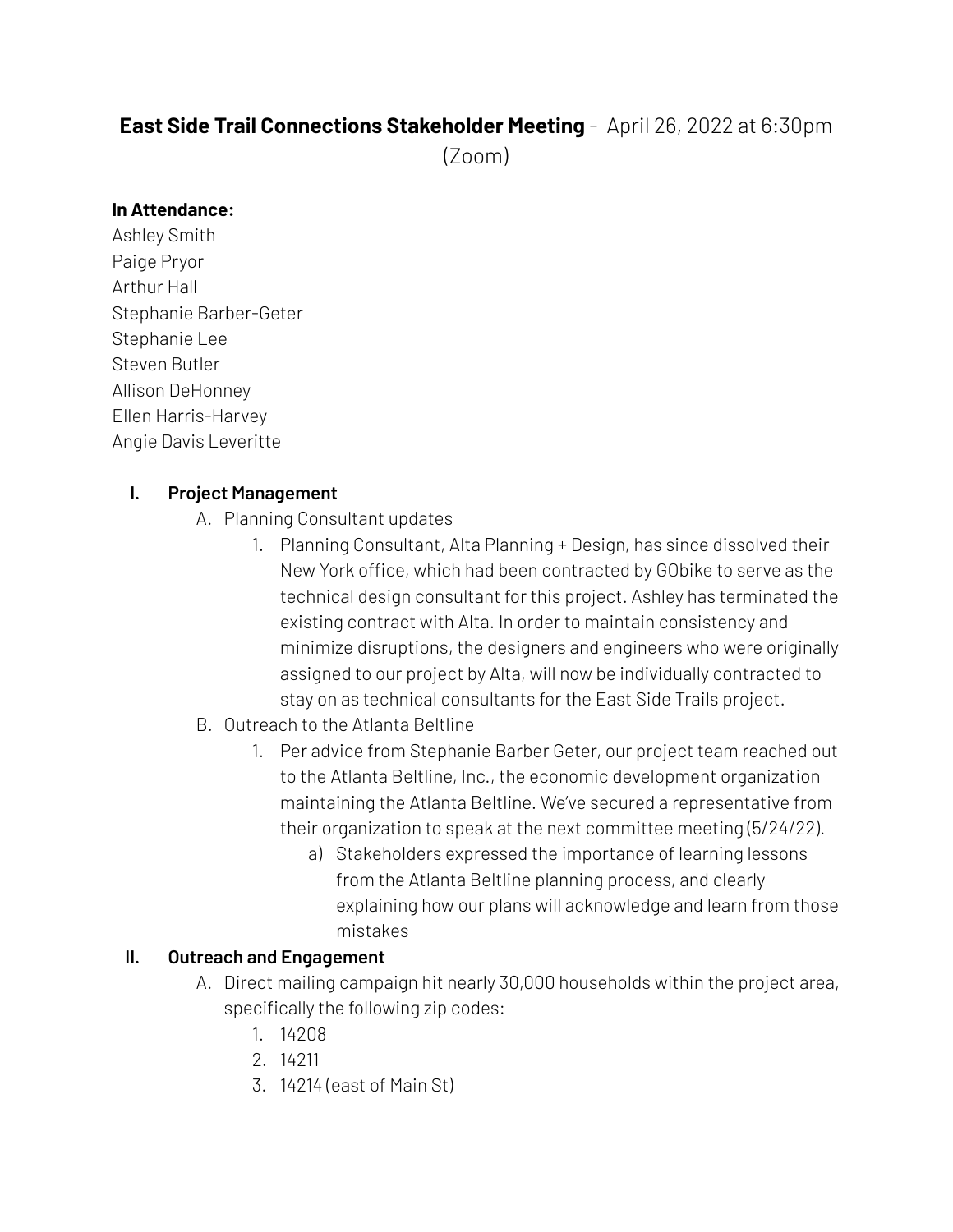# **East Side Trail Connections Stakeholder Meeting** - April 26, 2022 at 6:30pm (Zoom)

**In Attendance:**

Ashley Smith
Paige Pryor
Arthur Hall
Stephanie Barber-Geter
Stephanie Lee
Steven Butler
Allison DeHonney
Ellen Harris-Harvey
Angie Davis Leveritte

## I. Project Management

A. Planning Consultant updates

1. Planning Consultant, Alta Planning + Design, has since dissolved their New York office, which had been contracted by GObike to serve as the technical design consultant for this project. Ashley has terminated the existing contract with Alta. In order to maintain consistency and minimize disruptions, the designers and engineers who were originally assigned to our project by Alta, will now be individually contracted to stay on as technical consultants for the East Side Trails project.

B. Outreach to the Atlanta Beltline

1. Per advice from Stephanie Barber Geter, our project team reached out to the Atlanta Beltline, Inc., the economic development organization maintaining the Atlanta Beltline. We've secured a representative from their organization to speak at the next committee meeting (5/24/22).
    a) Stakeholders expressed the importance of learning lessons from the Atlanta Beltline planning process, and clearly explaining how our plans will acknowledge and learn from those mistakes

## II. Outreach and Engagement

A. Direct mailing campaign hit nearly 30,000 households within the project area, specifically the following zip codes:

1. 14208
2. 14211
3. 14214 (east of Main St)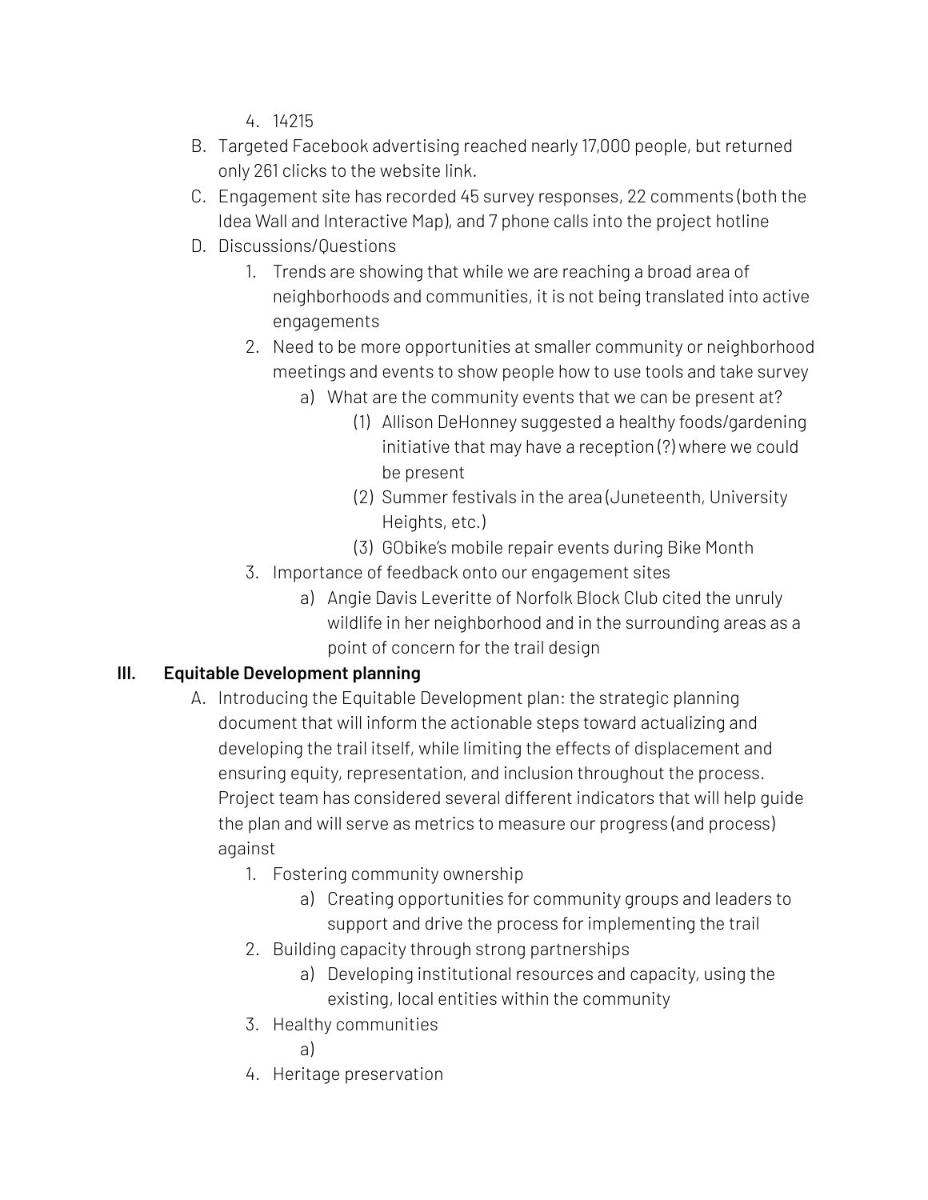4. 14215

B. Targeted Facebook advertising reached nearly 17,000 people, but returned only 261 clicks to the website link.

C. Engagement site has recorded 45 survey responses, 22 comments (both the Idea Wall and Interactive Map), and 7 phone calls into the project hotline

D. Discussions/Questions

1. Trends are showing that while we are reaching a broad area of neighborhoods and communities, it is not being translated into active engagements
2. Need to be more opportunities at smaller community or neighborhood meetings and events to show people how to use tools and take survey
    a) What are the community events that we can be present at?
        (1) Allison DeHonney suggested a healthy foods/gardening initiative that may have a reception (?) where we could be present
        (2) Summer festivals in the area (Juneteenth, University Heights, etc.)
        (3) GObike's mobile repair events during Bike Month
3. Importance of feedback onto our engagement sites
    a) Angie Davis Leveritte of Norfolk Block Club cited the unruly wildlife in her neighborhood and in the surrounding areas as a point of concern for the trail design

## III. Equitable Development planning

A. Introducing the Equitable Development plan: the strategic planning document that will inform the actionable steps toward actualizing and developing the trail itself, while limiting the effects of displacement and ensuring equity, representation, and inclusion throughout the process. Project team has considered several different indicators that will help guide the plan and will serve as metrics to measure our progress (and process) against

1. Fostering community ownership
    a) Creating opportunities for community groups and leaders to support and drive the process for implementing the trail
2. Building capacity through strong partnerships
    a) Developing institutional resources and capacity, using the existing, local entities within the community
3. Healthy communities
    a)
4. Heritage preservation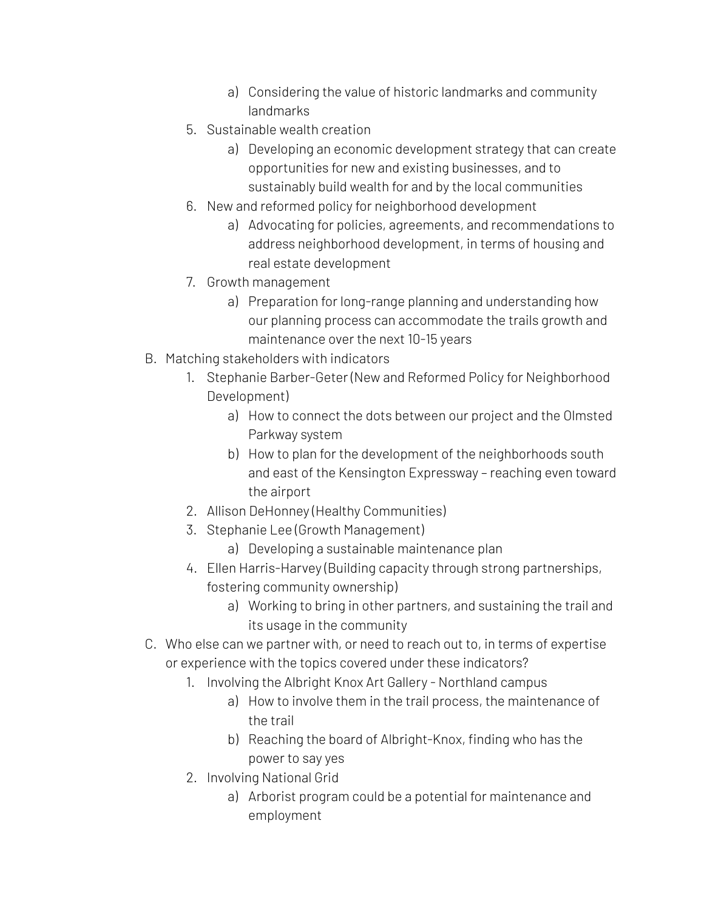a) Considering the value of historic landmarks and community landmarks

    5. Sustainable wealth creation
        a) Developing an economic development strategy that can create opportunities for new and existing businesses, and to sustainably build wealth for and by the local communities
    6. New and reformed policy for neighborhood development
        a) Advocating for policies, agreements, and recommendations to address neighborhood development, in terms of housing and real estate development
    7. Growth management
        a) Preparation for long-range planning and understanding how our planning process can accommodate the trails growth and maintenance over the next 10-15 years

B. Matching stakeholders with indicators
    1. Stephanie Barber-Geter (New and Reformed Policy for Neighborhood Development)
        a) How to connect the dots between our project and the Olmsted Parkway system
        b) How to plan for the development of the neighborhoods south and east of the Kensington Expressway – reaching even toward the airport
    2. Allison DeHonney (Healthy Communities)
    3. Stephanie Lee (Growth Management)
        a) Developing a sustainable maintenance plan
    4. Ellen Harris-Harvey (Building capacity through strong partnerships, fostering community ownership)
        a) Working to bring in other partners, and sustaining the trail and its usage in the community

C. Who else can we partner with, or need to reach out to, in terms of expertise or experience with the topics covered under these indicators?
    1. Involving the Albright Knox Art Gallery - Northland campus
        a) How to involve them in the trail process, the maintenance of the trail
        b) Reaching the board of Albright-Knox, finding who has the power to say yes
    2. Involving National Grid
        a) Arborist program could be a potential for maintenance and employment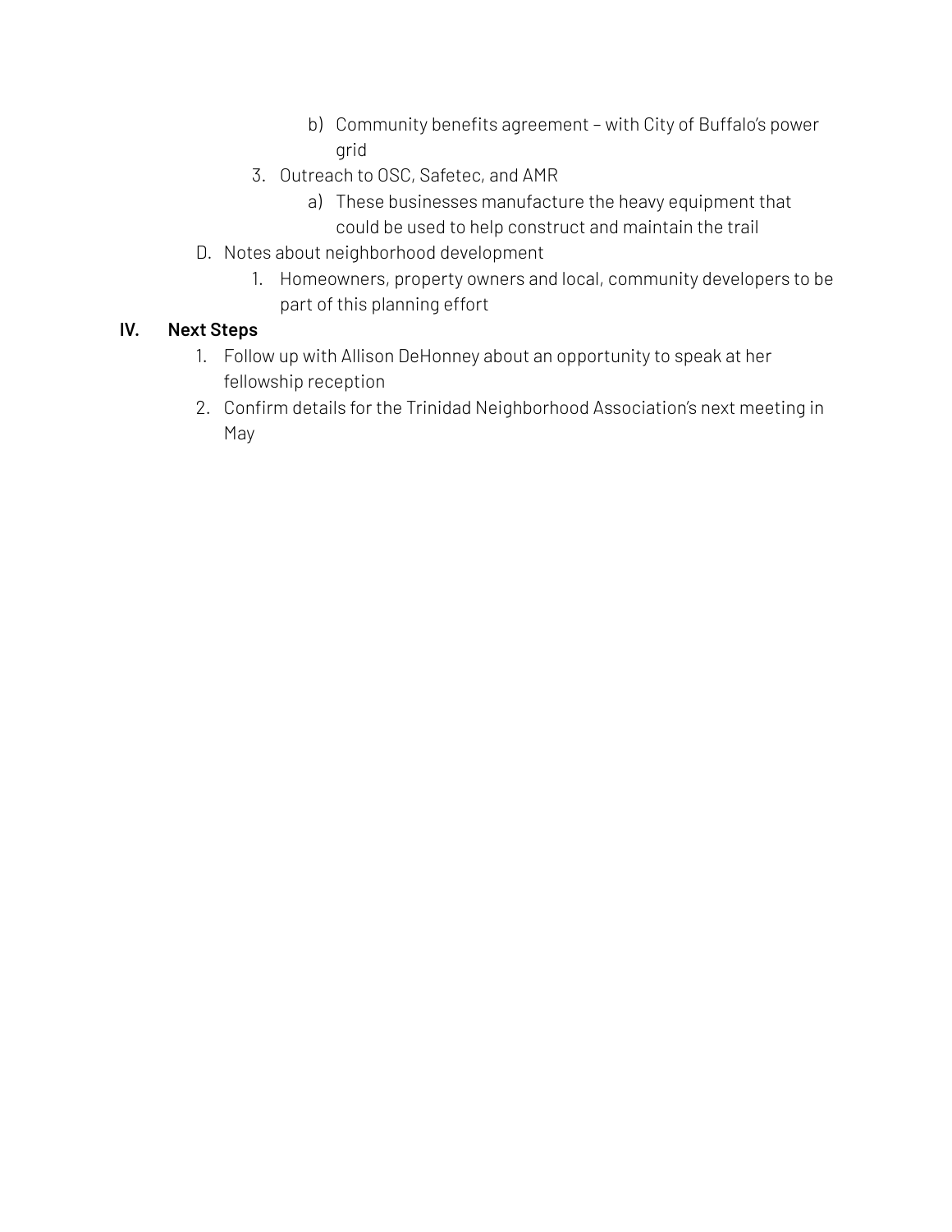b) Community benefits agreement – with City of Buffalo's power grid

    3. Outreach to OSC, Safetec, and AMR

        a) These businesses manufacture the heavy equipment that could be used to help construct and maintain the trail

D. Notes about neighborhood development

    1. Homeowners, property owners and local, community developers to be part of this planning effort

**IV. Next Steps**

1. Follow up with Allison DeHonney about an opportunity to speak at her fellowship reception
2. Confirm details for the Trinidad Neighborhood Association's next meeting in May